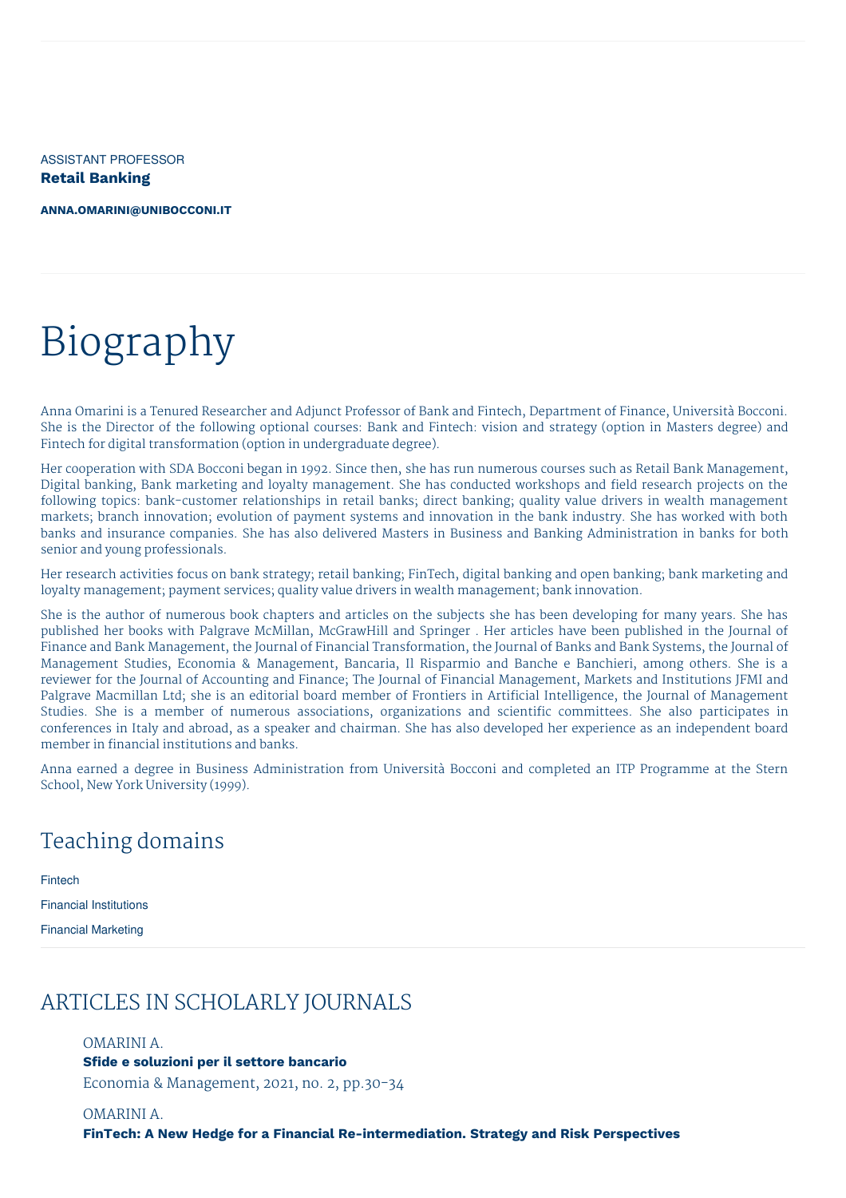ASSISTANT PROFESSOR

**Retail Banking**

**ANNA.OMARINI@UNIBOCCONI.IT**

# Biography

Anna Omarini is a Tenured Researcher and Adjunct Professor of Bank and Fintech, Department of Finance, Università Bocconi. She is the Director of the following optional courses: Bank and Fintech: vision and strategy (option in Masters degree) and Fintech for digital transformation (option in undergraduate degree).

Her cooperation with SDA Bocconi began in 1992. Since then, she has run numerous courses such as Retail Bank Management, Digital banking, Bank marketing and loyalty management. She has conducted workshops and field research projects on the following topics: bank-customer relationships in retail banks; direct banking; quality value drivers in wealth management markets; branch innovation; evolution of payment systems and innovation in the bank industry. She has worked with both banks and insurance companies. She has also delivered Masters in Business and Banking Administration in banks for both senior and young professionals.

Her research activities focus on bank strategy; retail banking; FinTech, digital banking and open banking; bank marketing and loyalty management; payment services; quality value drivers in wealth management; bank innovation.

She is the author of numerous book chapters and articles on the subjects she has been developing for many years. She has published her books with Palgrave McMillan, McGrawHill and Springer . Her articles have been published in the Journal of Finance and Bank Management, the Journal of Financial Transformation, the Journal of Banks and Bank Systems, the Journal of Management Studies, Economia & Management, Bancaria, Il Risparmio and Banche e Banchieri, among others. She is a reviewer for the Journal of Accounting and Finance; The Journal of Financial Management, Markets and Institutions JFMI and Palgrave Macmillan Ltd; she is an editorial board member of Frontiers in Artificial Intelligence, the Journal of Management Studies. She is a member of numerous associations, organizations and scientific committees. She also participates in conferences in Italy and abroad, as a speaker and chairman. She has also developed her experience as an independent board member in financial institutions and banks.

Anna earned a degree in Business Administration from Università Bocconi and completed an ITP Programme at the Stern School, New York University (1999).

## Teaching domains

Fintech

Financial Institutions

Financial Marketing

## ARTICLES IN SCHOLARLY JOURNALS

OMARINI A.
**Sfide e soluzioni per il settore bancario**
Economia & Management, 2021, no. 2, pp.30-34

OMARINI A.
**FinTech: A New Hedge for a Financial Re-intermediation. Strategy and Risk Perspectives**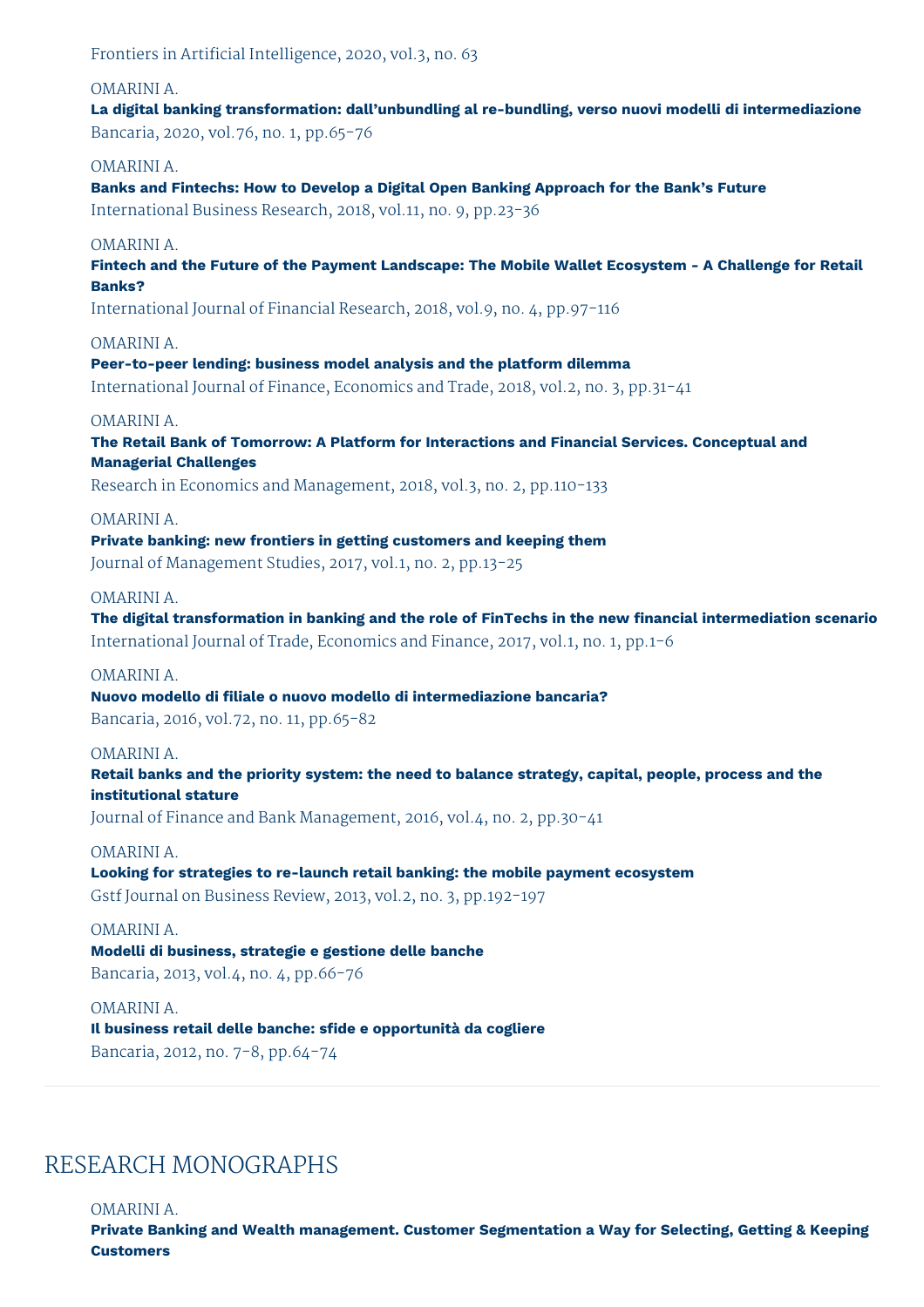Frontiers in Artificial Intelligence, 2020, vol.3, no. 63

OMARINI A.
**La digital banking transformation: dall'unbundling al re-bundling, verso nuovi modelli di intermediazione**
Bancaria, 2020, vol.76, no. 1, pp.65-76

OMARINI A.
**Banks and Fintechs: How to Develop a Digital Open Banking Approach for the Bank's Future**
International Business Research, 2018, vol.11, no. 9, pp.23-36

OMARINI A.
**Fintech and the Future of the Payment Landscape: The Mobile Wallet Ecosystem - A Challenge for Retail Banks?**
International Journal of Financial Research, 2018, vol.9, no. 4, pp.97-116

OMARINI A.
**Peer-to-peer lending: business model analysis and the platform dilemma**
International Journal of Finance, Economics and Trade, 2018, vol.2, no. 3, pp.31-41

OMARINI A.
**The Retail Bank of Tomorrow: A Platform for Interactions and Financial Services. Conceptual and Managerial Challenges**
Research in Economics and Management, 2018, vol.3, no. 2, pp.110-133

OMARINI A.
**Private banking: new frontiers in getting customers and keeping them**
Journal of Management Studies, 2017, vol.1, no. 2, pp.13-25

OMARINI A.
**The digital transformation in banking and the role of FinTechs in the new financial intermediation scenario**
International Journal of Trade, Economics and Finance, 2017, vol.1, no. 1, pp.1-6

OMARINI A.
**Nuovo modello di filiale o nuovo modello di intermediazione bancaria?**
Bancaria, 2016, vol.72, no. 11, pp.65-82

OMARINI A.
**Retail banks and the priority system: the need to balance strategy, capital, people, process and the institutional stature**
Journal of Finance and Bank Management, 2016, vol.4, no. 2, pp.30-41

OMARINI A.
**Looking for strategies to re-launch retail banking: the mobile payment ecosystem**
Gstf Journal on Business Review, 2013, vol.2, no. 3, pp.192-197

OMARINI A.
**Modelli di business, strategie e gestione delle banche**
Bancaria, 2013, vol.4, no. 4, pp.66-76

OMARINI A.
**Il business retail delle banche: sfide e opportunità da cogliere**
Bancaria, 2012, no. 7-8, pp.64-74

## RESEARCH MONOGRAPHS

OMARINI A.
**Private Banking and Wealth management. Customer Segmentation a Way for Selecting, Getting & Keeping Customers**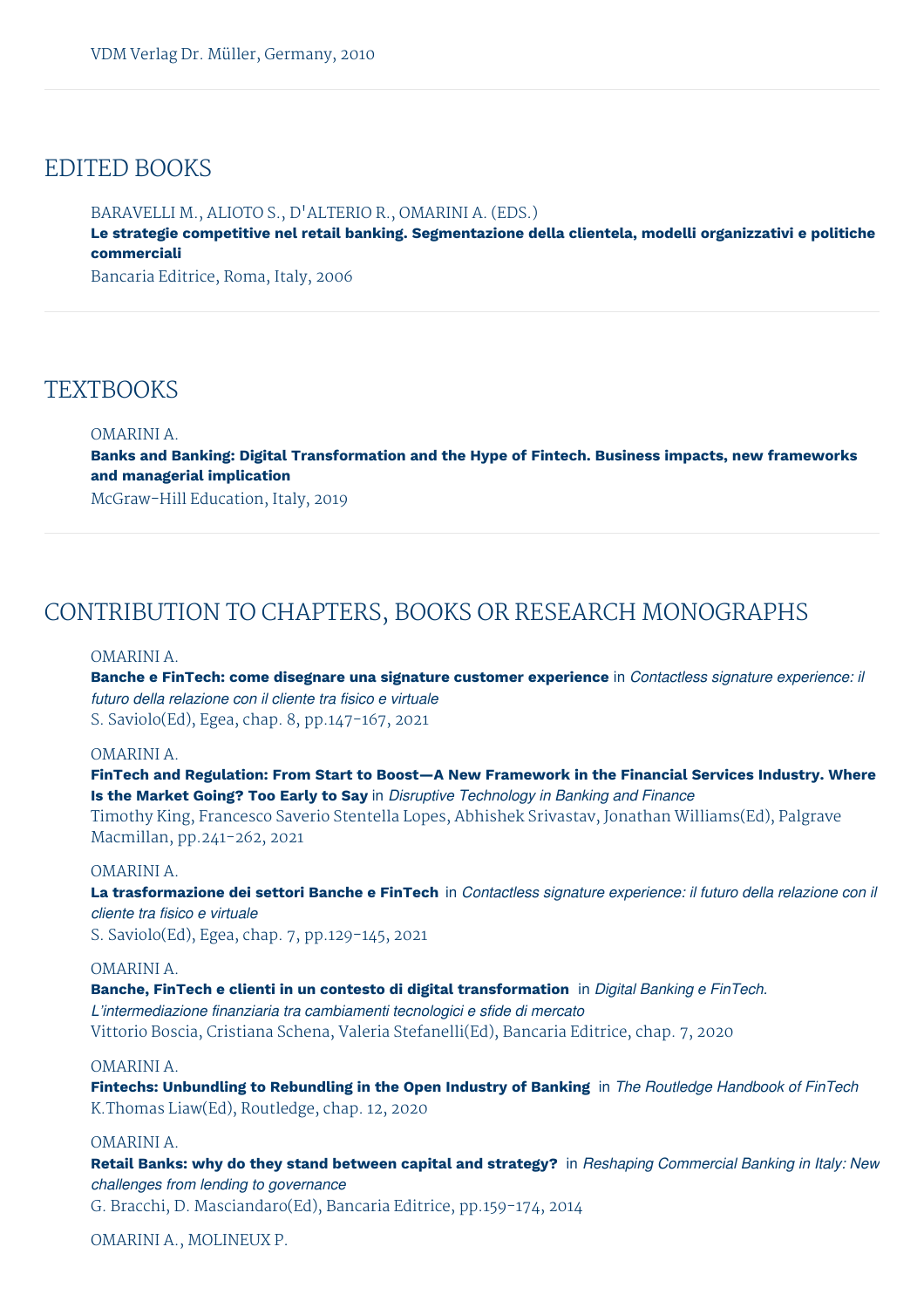VDM Verlag Dr. Müller, Germany, 2010

## EDITED BOOKS

BARAVELLI M., ALIOTO S., D'ALTERIO R., OMARINI A. (EDS.)
**Le strategie competitive nel retail banking. Segmentazione della clientela, modelli organizzativi e politiche commerciali**
Bancaria Editrice, Roma, Italy, 2006

## TEXTBOOKS

OMARINI A.
**Banks and Banking: Digital Transformation and the Hype of Fintech. Business impacts, new frameworks and managerial implication**
McGraw-Hill Education, Italy, 2019

## CONTRIBUTION TO CHAPTERS, BOOKS OR RESEARCH MONOGRAPHS

OMARINI A.
**Banche e FinTech: come disegnare una signature customer experience** in *Contactless signature experience: il futuro della relazione con il cliente tra fisico e virtuale*
S. Saviolo(Ed), Egea, chap. 8, pp.147-167, 2021

OMARINI A.
**FinTech and Regulation: From Start to Boost—A New Framework in the Financial Services Industry. Where Is the Market Going? Too Early to Say** in *Disruptive Technology in Banking and Finance*
Timothy King, Francesco Saverio Stentella Lopes, Abhishek Srivastav, Jonathan Williams(Ed), Palgrave Macmillan, pp.241-262, 2021

OMARINI A.
**La trasformazione dei settori Banche e FinTech** in *Contactless signature experience: il futuro della relazione con il cliente tra fisico e virtuale*
S. Saviolo(Ed), Egea, chap. 7, pp.129-145, 2021

OMARINI A.
**Banche, FinTech e clienti in un contesto di digital transformation** in *Digital Banking e FinTech. L'intermediazione finanziaria tra cambiamenti tecnologici e sfide di mercato*
Vittorio Boscia, Cristiana Schena, Valeria Stefanelli(Ed), Bancaria Editrice, chap. 7, 2020

OMARINI A.
**Fintechs: Unbundling to Rebundling in the Open Industry of Banking** in *The Routledge Handbook of FinTech*
K.Thomas Liaw(Ed), Routledge, chap. 12, 2020

OMARINI A.
**Retail Banks: why do they stand between capital and strategy?** in *Reshaping Commercial Banking in Italy: New challenges from lending to governance*
G. Bracchi, D. Masciandaro(Ed), Bancaria Editrice, pp.159-174, 2014

OMARINI A., MOLINEUX P.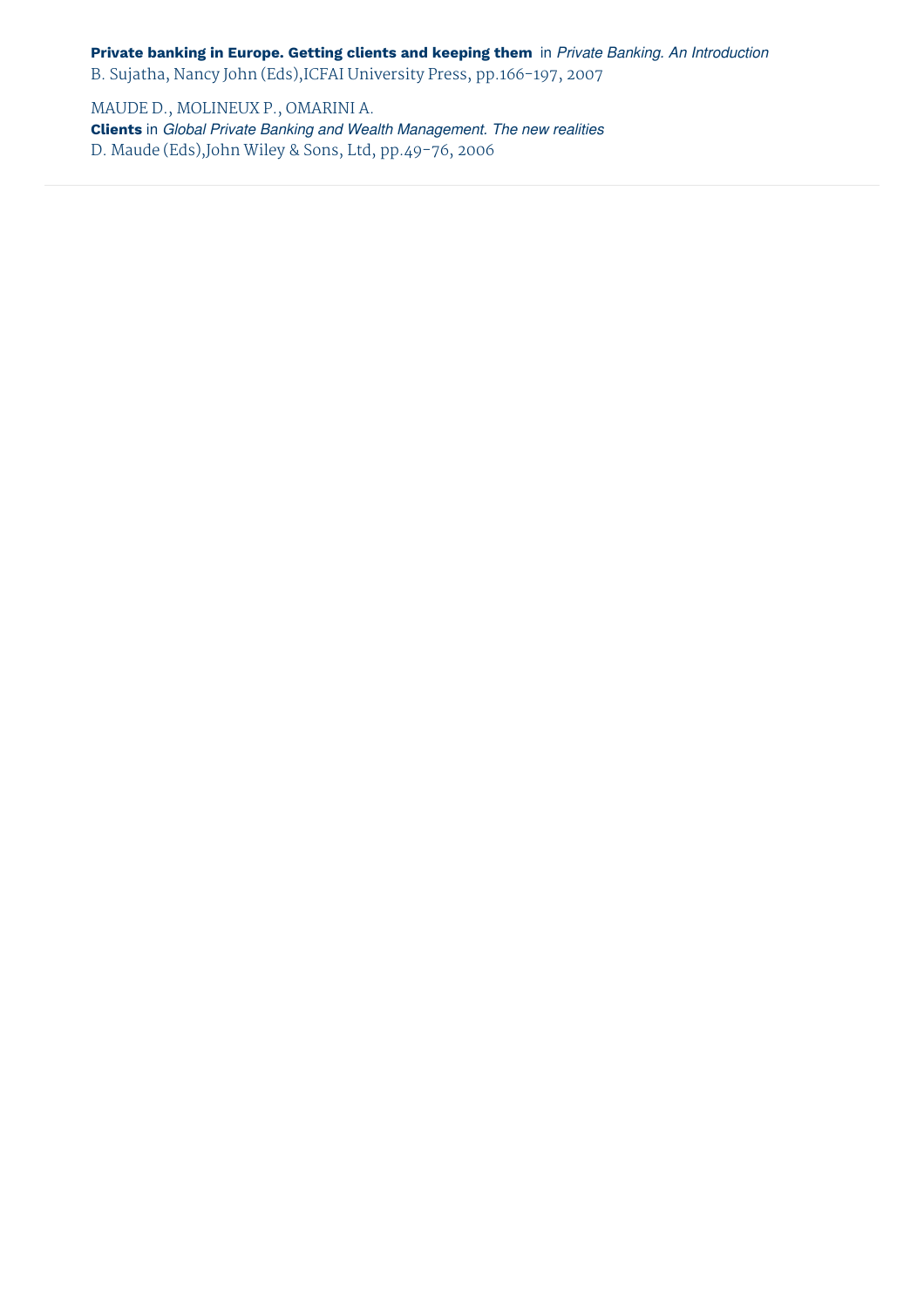**Private banking in Europe. Getting clients and keeping them** in *Private Banking. An Introduction*
B. Sujatha, Nancy John (Eds),ICFAI University Press, pp.166-197, 2007

MAUDE D., MOLINEUX P., OMARINI A.
**Clients** in *Global Private Banking and Wealth Management. The new realities*
D. Maude (Eds),John Wiley & Sons, Ltd, pp.49-76, 2006